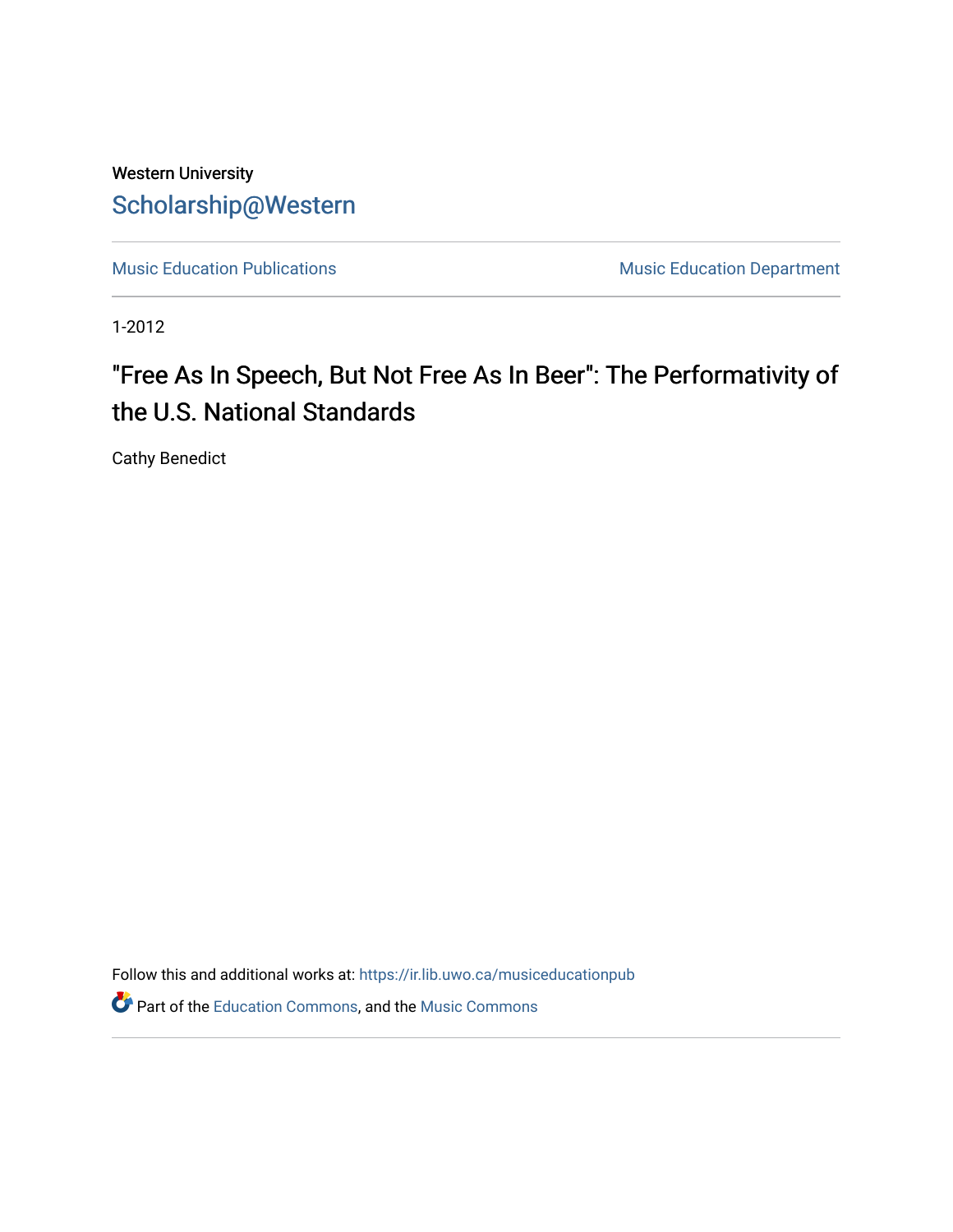Western University

# Scholarship@Western

Music Education Publications | Music Education Department

1-2012

## "Free As In Speech, But Not Free As In Beer": The Performativity of the U.S. National Standards

Cathy Benedict

Follow this and additional works at: https://ir.lib.uwo.ca/musiceducationpub

Part of the Education Commons, and the Music Commons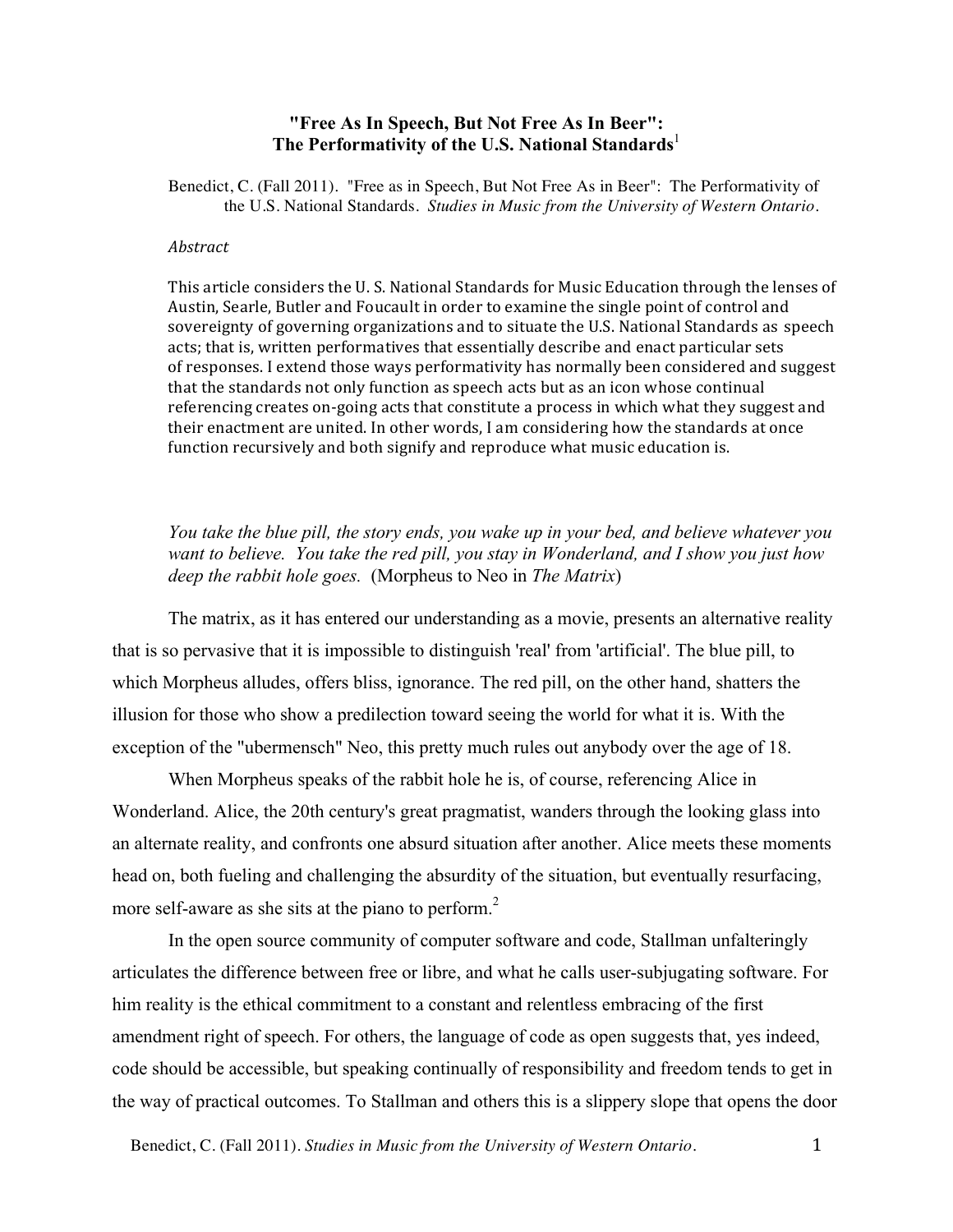# "Free As In Speech, But Not Free As In Beer": The Performativity of the U.S. National Standards[1]

Benedict, C. (Fall 2011). "Free as in Speech, But Not Free As in Beer": The Performativity of the U.S. National Standards. *Studies in Music from the University of Western Ontario*.

*Abstract*

This article considers the U. S. National Standards for Music Education through the lenses of Austin, Searle, Butler and Foucault in order to examine the single point of control and sovereignty of governing organizations and to situate the U.S. National Standards as speech acts; that is, written performatives that essentially describe and enact particular sets of responses. I extend those ways performativity has normally been considered and suggest that the standards not only function as speech acts but as an icon whose continual referencing creates on-going acts that constitute a process in which what they suggest and their enactment are united. In other words, I am considering how the standards at once function recursively and both signify and reproduce what music education is.

*You take the blue pill, the story ends, you wake up in your bed, and believe whatever you want to believe. You take the red pill, you stay in Wonderland, and I show you just how deep the rabbit hole goes.* (Morpheus to Neo in *The Matrix*)

The matrix, as it has entered our understanding as a movie, presents an alternative reality that is so pervasive that it is impossible to distinguish 'real' from 'artificial'. The blue pill, to which Morpheus alludes, offers bliss, ignorance. The red pill, on the other hand, shatters the illusion for those who show a predilection toward seeing the world for what it is. With the exception of the "ubermensch" Neo, this pretty much rules out anybody over the age of 18.

When Morpheus speaks of the rabbit hole he is, of course, referencing Alice in Wonderland. Alice, the 20th century's great pragmatist, wanders through the looking glass into an alternate reality, and confronts one absurd situation after another. Alice meets these moments head on, both fueling and challenging the absurdity of the situation, but eventually resurfacing, more self-aware as she sits at the piano to perform.[2]

In the open source community of computer software and code, Stallman unfalteringly articulates the difference between free or libre, and what he calls user-subjugating software. For him reality is the ethical commitment to a constant and relentless embracing of the first amendment right of speech. For others, the language of code as open suggests that, yes indeed, code should be accessible, but speaking continually of responsibility and freedom tends to get in the way of practical outcomes. To Stallman and others this is a slippery slope that opens the door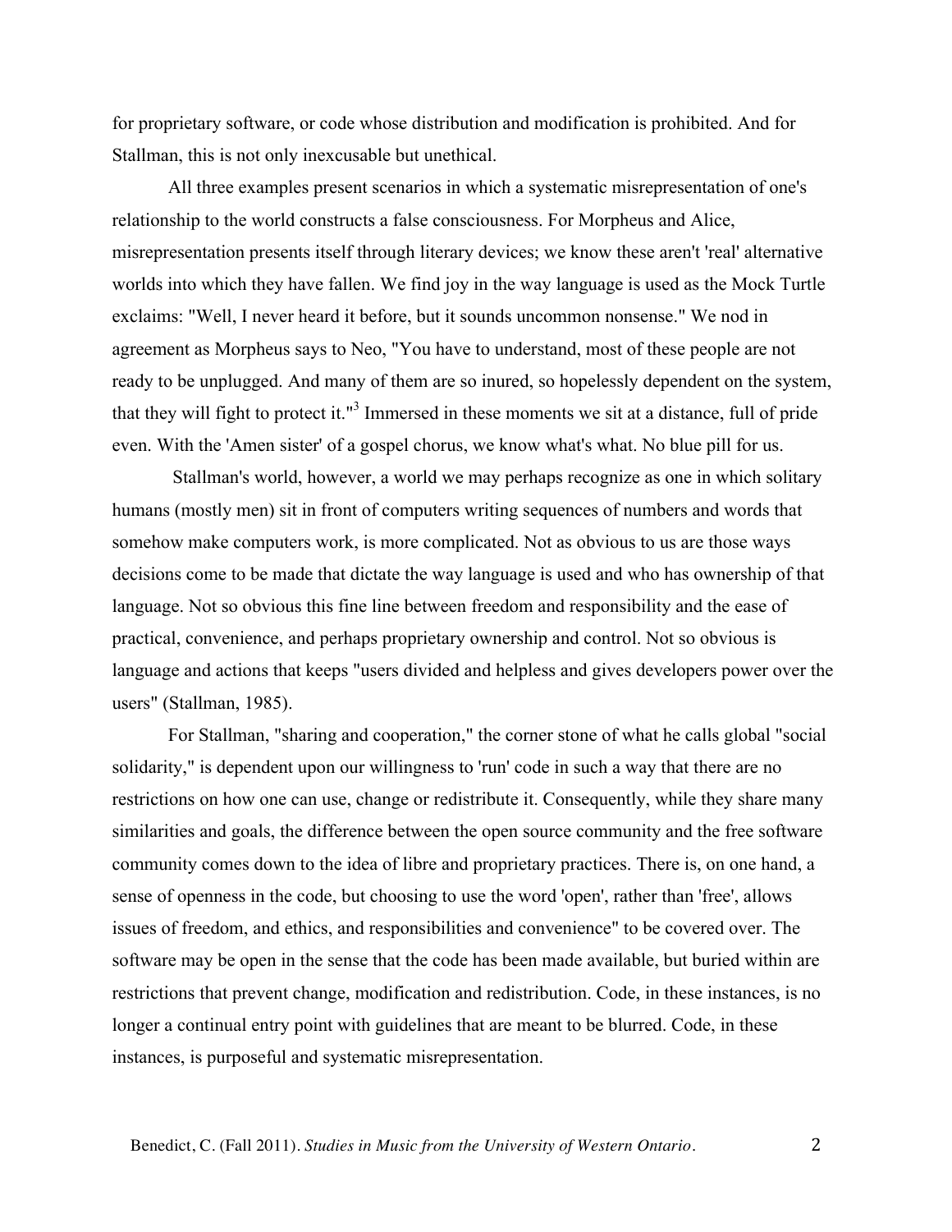for proprietary software, or code whose distribution and modification is prohibited. And for Stallman, this is not only inexcusable but unethical.

All three examples present scenarios in which a systematic misrepresentation of one's relationship to the world constructs a false consciousness. For Morpheus and Alice, misrepresentation presents itself through literary devices; we know these aren't 'real' alternative worlds into which they have fallen. We find joy in the way language is used as the Mock Turtle exclaims: "Well, I never heard it before, but it sounds uncommon nonsense." We nod in agreement as Morpheus says to Neo, "You have to understand, most of these people are not ready to be unplugged. And many of them are so inured, so hopelessly dependent on the system, that they will fight to protect it."[3] Immersed in these moments we sit at a distance, full of pride even. With the 'Amen sister' of a gospel chorus, we know what's what. No blue pill for us.

Stallman's world, however, a world we may perhaps recognize as one in which solitary humans (mostly men) sit in front of computers writing sequences of numbers and words that somehow make computers work, is more complicated. Not as obvious to us are those ways decisions come to be made that dictate the way language is used and who has ownership of that language. Not so obvious this fine line between freedom and responsibility and the ease of practical, convenience, and perhaps proprietary ownership and control. Not so obvious is language and actions that keeps "users divided and helpless and gives developers power over the users" (Stallman, 1985).

For Stallman, "sharing and cooperation," the corner stone of what he calls global "social solidarity," is dependent upon our willingness to 'run' code in such a way that there are no restrictions on how one can use, change or redistribute it. Consequently, while they share many similarities and goals, the difference between the open source community and the free software community comes down to the idea of libre and proprietary practices. There is, on one hand, a sense of openness in the code, but choosing to use the word 'open', rather than 'free', allows issues of freedom, and ethics, and responsibilities and convenience" to be covered over. The software may be open in the sense that the code has been made available, but buried within are restrictions that prevent change, modification and redistribution. Code, in these instances, is no longer a continual entry point with guidelines that are meant to be blurred. Code, in these instances, is purposeful and systematic misrepresentation.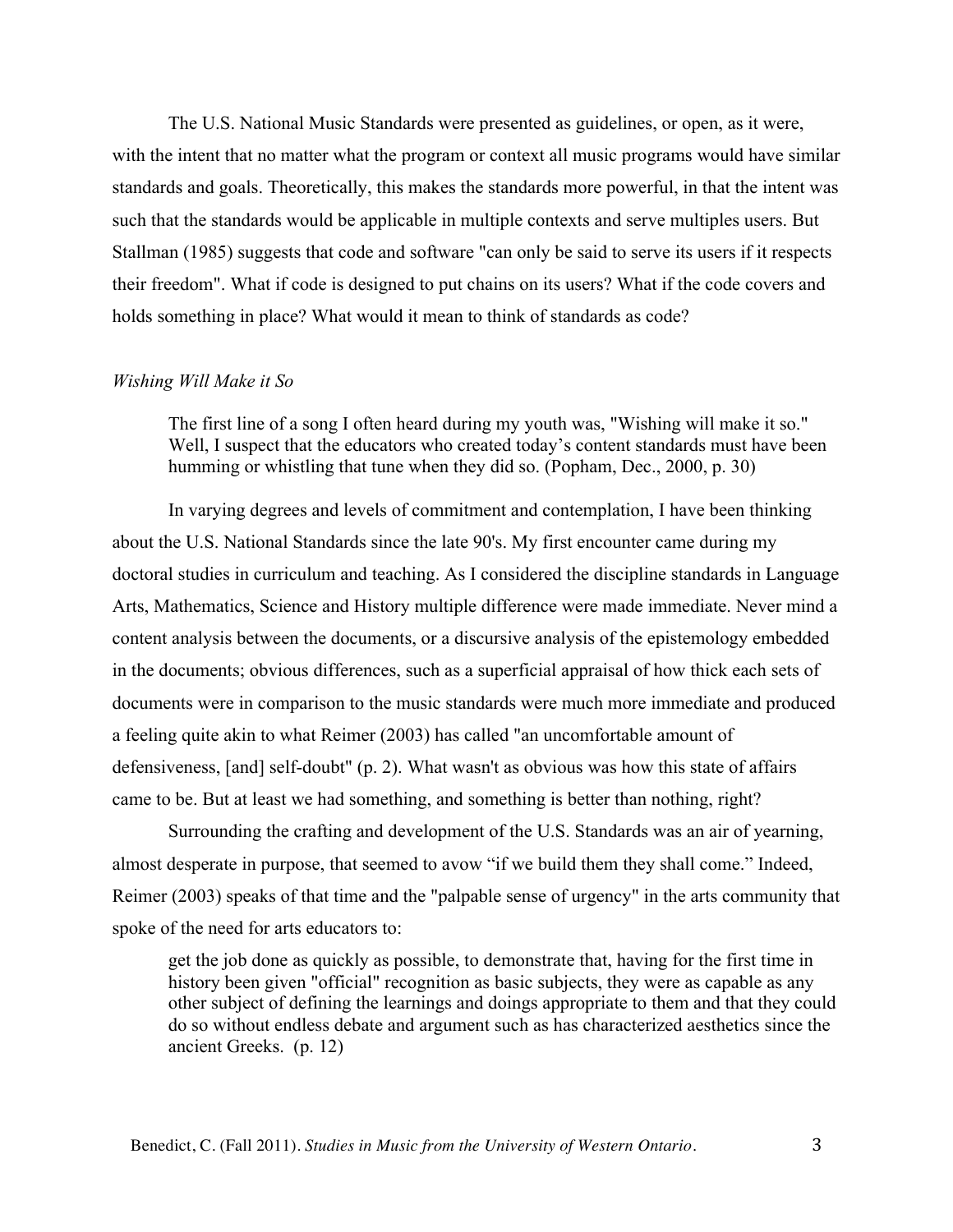The U.S. National Music Standards were presented as guidelines, or open, as it were, with the intent that no matter what the program or context all music programs would have similar standards and goals. Theoretically, this makes the standards more powerful, in that the intent was such that the standards would be applicable in multiple contexts and serve multiples users. But Stallman (1985) suggests that code and software "can only be said to serve its users if it respects their freedom". What if code is designed to put chains on its users? What if the code covers and holds something in place? What would it mean to think of standards as code?

*Wishing Will Make it So*

> The first line of a song I often heard during my youth was, "Wishing will make it so." Well, I suspect that the educators who created today's content standards must have been humming or whistling that tune when they did so. (Popham, Dec., 2000, p. 30)

In varying degrees and levels of commitment and contemplation, I have been thinking about the U.S. National Standards since the late 90's. My first encounter came during my doctoral studies in curriculum and teaching. As I considered the discipline standards in Language Arts, Mathematics, Science and History multiple difference were made immediate. Never mind a content analysis between the documents, or a discursive analysis of the epistemology embedded in the documents; obvious differences, such as a superficial appraisal of how thick each sets of documents were in comparison to the music standards were much more immediate and produced a feeling quite akin to what Reimer (2003) has called "an uncomfortable amount of defensiveness, [and] self-doubt" (p. 2). What wasn't as obvious was how this state of affairs came to be. But at least we had something, and something is better than nothing, right?

Surrounding the crafting and development of the U.S. Standards was an air of yearning, almost desperate in purpose, that seemed to avow "if we build them they shall come." Indeed, Reimer (2003) speaks of that time and the "palpable sense of urgency" in the arts community that spoke of the need for arts educators to:

> get the job done as quickly as possible, to demonstrate that, having for the first time in history been given "official" recognition as basic subjects, they were as capable as any other subject of defining the learnings and doings appropriate to them and that they could do so without endless debate and argument such as has characterized aesthetics since the ancient Greeks. (p. 12)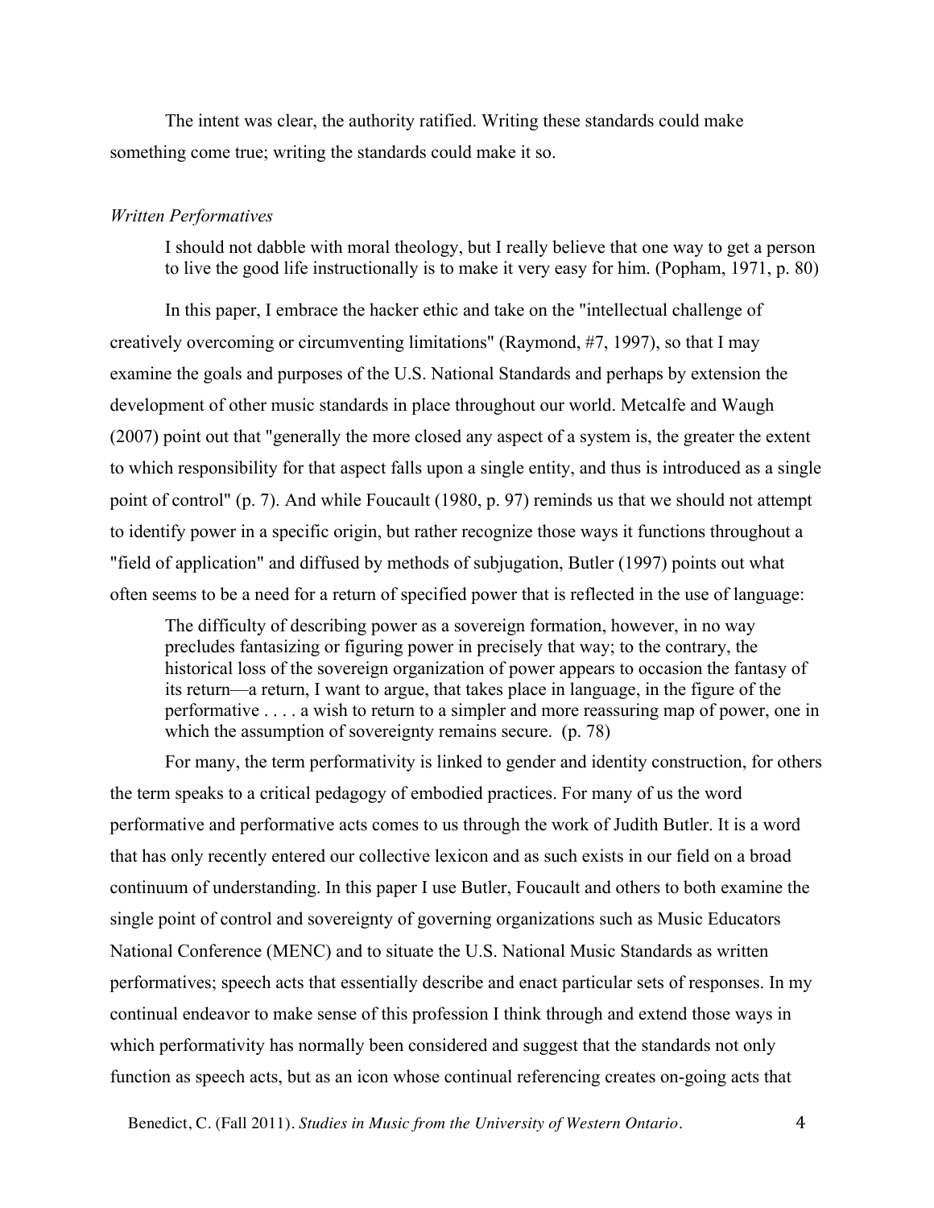The intent was clear, the authority ratified. Writing these standards could make something come true; writing the standards could make it so.

*Written Performatives*

> I should not dabble with moral theology, but I really believe that one way to get a person to live the good life instructionally is to make it very easy for him. (Popham, 1971, p. 80)

In this paper, I embrace the hacker ethic and take on the "intellectual challenge of creatively overcoming or circumventing limitations" (Raymond, #7, 1997), so that I may examine the goals and purposes of the U.S. National Standards and perhaps by extension the development of other music standards in place throughout our world. Metcalfe and Waugh (2007) point out that "generally the more closed any aspect of a system is, the greater the extent to which responsibility for that aspect falls upon a single entity, and thus is introduced as a single point of control" (p. 7). And while Foucault (1980, p. 97) reminds us that we should not attempt to identify power in a specific origin, but rather recognize those ways it functions throughout a "field of application" and diffused by methods of subjugation, Butler (1997) points out what often seems to be a need for a return of specified power that is reflected in the use of language:

> The difficulty of describing power as a sovereign formation, however, in no way precludes fantasizing or figuring power in precisely that way; to the contrary, the historical loss of the sovereign organization of power appears to occasion the fantasy of its return—a return, I want to argue, that takes place in language, in the figure of the performative . . . . a wish to return to a simpler and more reassuring map of power, one in which the assumption of sovereignty remains secure. (p. 78)

For many, the term performativity is linked to gender and identity construction, for others the term speaks to a critical pedagogy of embodied practices. For many of us the word performative and performative acts comes to us through the work of Judith Butler. It is a word that has only recently entered our collective lexicon and as such exists in our field on a broad continuum of understanding. In this paper I use Butler, Foucault and others to both examine the single point of control and sovereignty of governing organizations such as Music Educators National Conference (MENC) and to situate the U.S. National Music Standards as written performatives; speech acts that essentially describe and enact particular sets of responses. In my continual endeavor to make sense of this profession I think through and extend those ways in which performativity has normally been considered and suggest that the standards not only function as speech acts, but as an icon whose continual referencing creates on-going acts that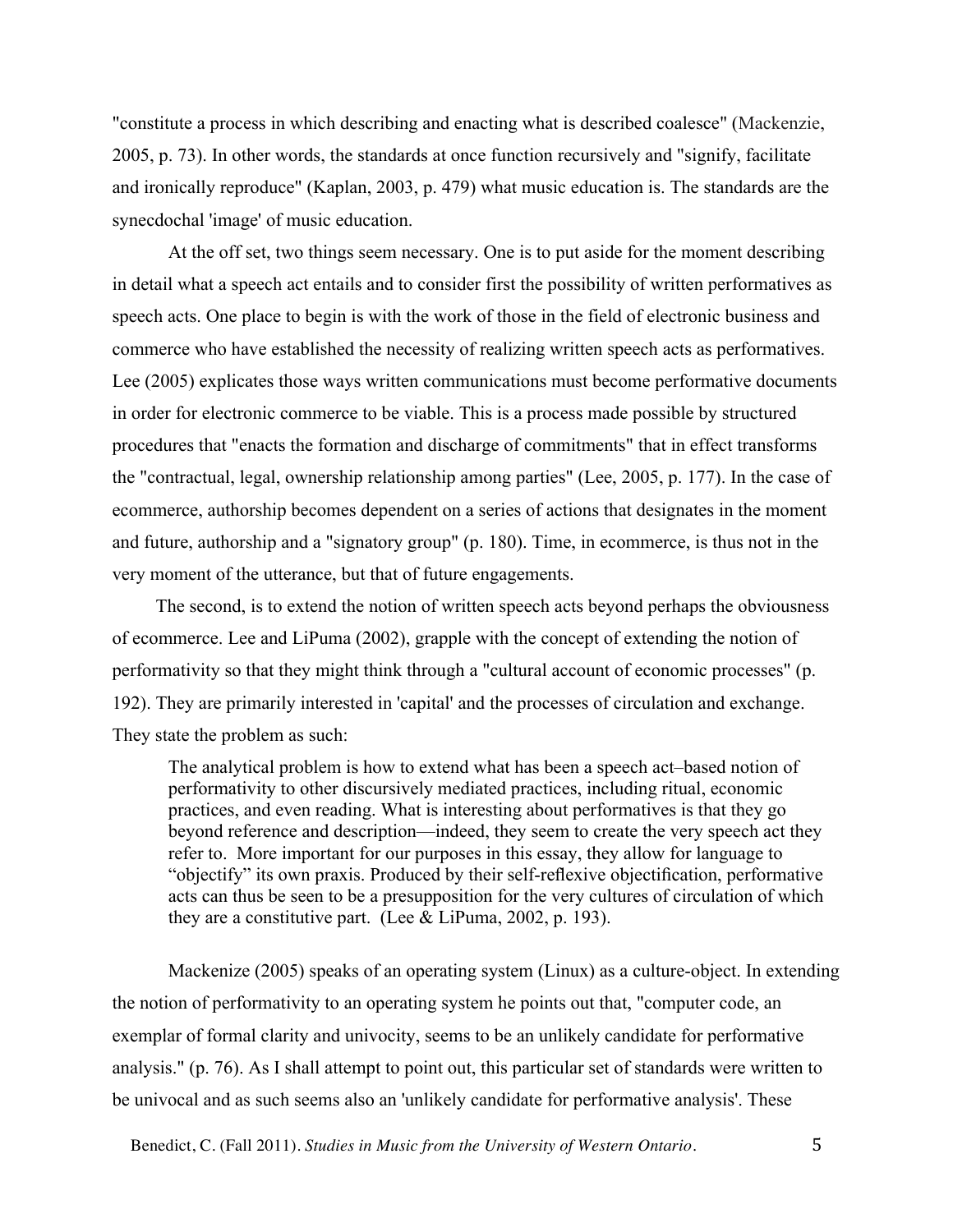"constitute a process in which describing and enacting what is described coalesce" (Mackenzie, 2005, p. 73). In other words, the standards at once function recursively and "signify, facilitate and ironically reproduce" (Kaplan, 2003, p. 479) what music education is. The standards are the synecdochal 'image' of music education.

At the off set, two things seem necessary. One is to put aside for the moment describing in detail what a speech act entails and to consider first the possibility of written performatives as speech acts. One place to begin is with the work of those in the field of electronic business and commerce who have established the necessity of realizing written speech acts as performatives. Lee (2005) explicates those ways written communications must become performative documents in order for electronic commerce to be viable. This is a process made possible by structured procedures that "enacts the formation and discharge of commitments" that in effect transforms the "contractual, legal, ownership relationship among parties" (Lee, 2005, p. 177). In the case of ecommerce, authorship becomes dependent on a series of actions that designates in the moment and future, authorship and a "signatory group" (p. 180). Time, in ecommerce, is thus not in the very moment of the utterance, but that of future engagements.

The second, is to extend the notion of written speech acts beyond perhaps the obviousness of ecommerce. Lee and LiPuma (2002), grapple with the concept of extending the notion of performativity so that they might think through a "cultural account of economic processes" (p. 192). They are primarily interested in 'capital' and the processes of circulation and exchange. They state the problem as such:

> The analytical problem is how to extend what has been a speech act–based notion of performativity to other discursively mediated practices, including ritual, economic practices, and even reading. What is interesting about performatives is that they go beyond reference and description—indeed, they seem to create the very speech act they refer to. More important for our purposes in this essay, they allow for language to "objectify" its own praxis. Produced by their self-reflexive objectification, performative acts can thus be seen to be a presupposition for the very cultures of circulation of which they are a constitutive part. (Lee & LiPuma, 2002, p. 193).

Mackenize (2005) speaks of an operating system (Linux) as a culture-object. In extending the notion of performativity to an operating system he points out that, "computer code, an exemplar of formal clarity and univocity, seems to be an unlikely candidate for performative analysis." (p. 76). As I shall attempt to point out, this particular set of standards were written to be univocal and as such seems also an 'unlikely candidate for performative analysis'. These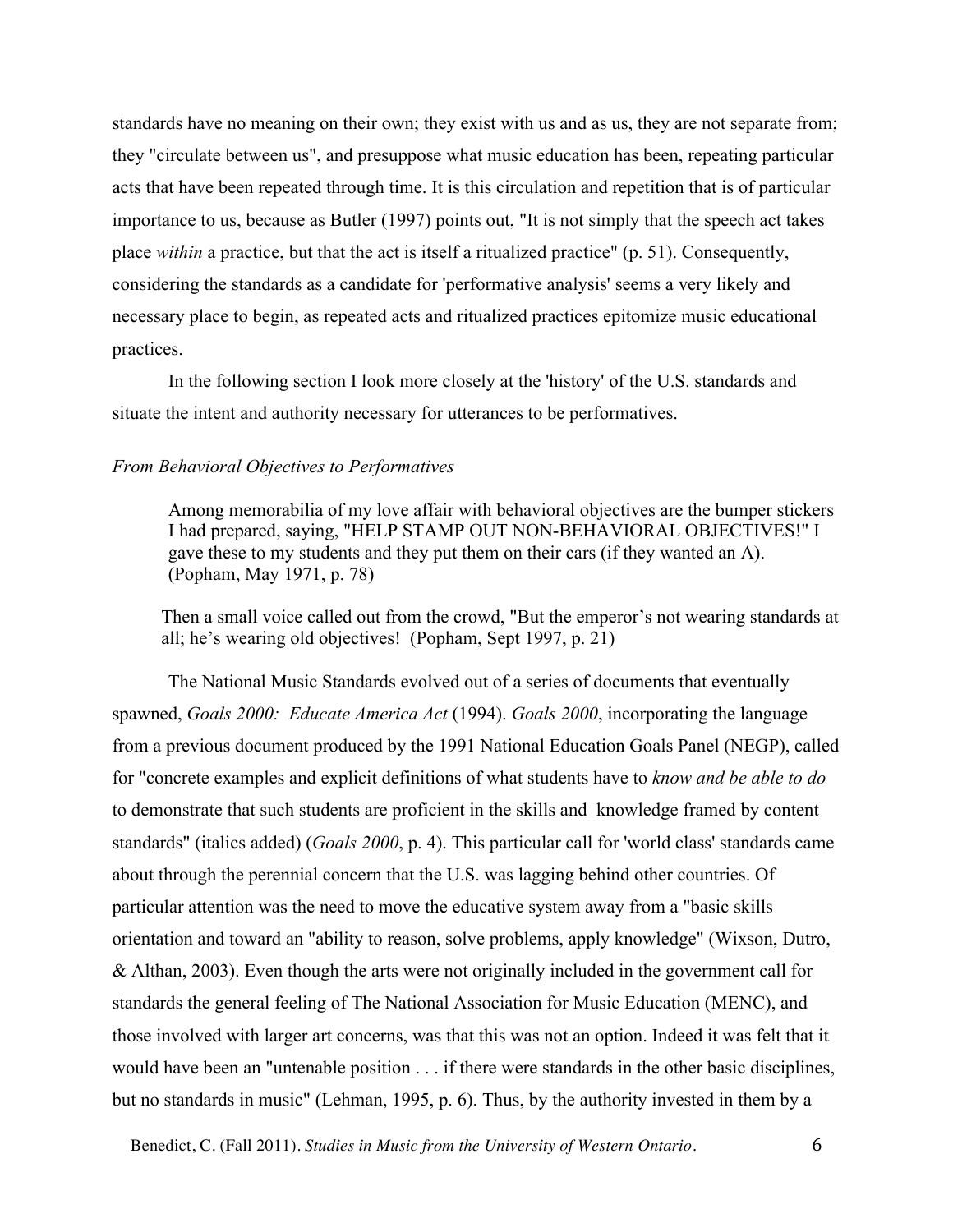standards have no meaning on their own; they exist with us and as us, they are not separate from; they "circulate between us", and presuppose what music education has been, repeating particular acts that have been repeated through time. It is this circulation and repetition that is of particular importance to us, because as Butler (1997) points out, "It is not simply that the speech act takes place *within* a practice, but that the act is itself a ritualized practice" (p. 51). Consequently, considering the standards as a candidate for 'performative analysis' seems a very likely and necessary place to begin, as repeated acts and ritualized practices epitomize music educational practices.

In the following section I look more closely at the 'history' of the U.S. standards and situate the intent and authority necessary for utterances to be performatives.

*From Behavioral Objectives to Performatives*

> Among memorabilia of my love affair with behavioral objectives are the bumper stickers I had prepared, saying, "HELP STAMP OUT NON-BEHAVIORAL OBJECTIVES!" I gave these to my students and they put them on their cars (if they wanted an A). (Popham, May 1971, p. 78)

> Then a small voice called out from the crowd, "But the emperor's not wearing standards at all; he's wearing old objectives! (Popham, Sept 1997, p. 21)

The National Music Standards evolved out of a series of documents that eventually spawned, *Goals 2000: Educate America Act* (1994). *Goals 2000*, incorporating the language from a previous document produced by the 1991 National Education Goals Panel (NEGP), called for "concrete examples and explicit definitions of what students have to *know and be able to do* to demonstrate that such students are proficient in the skills and knowledge framed by content standards" (italics added) (*Goals 2000*, p. 4). This particular call for 'world class' standards came about through the perennial concern that the U.S. was lagging behind other countries. Of particular attention was the need to move the educative system away from a "basic skills orientation and toward an "ability to reason, solve problems, apply knowledge" (Wixson, Dutro, & Althan, 2003). Even though the arts were not originally included in the government call for standards the general feeling of The National Association for Music Education (MENC), and those involved with larger art concerns, was that this was not an option. Indeed it was felt that it would have been an "untenable position . . . if there were standards in the other basic disciplines, but no standards in music" (Lehman, 1995, p. 6). Thus, by the authority invested in them by a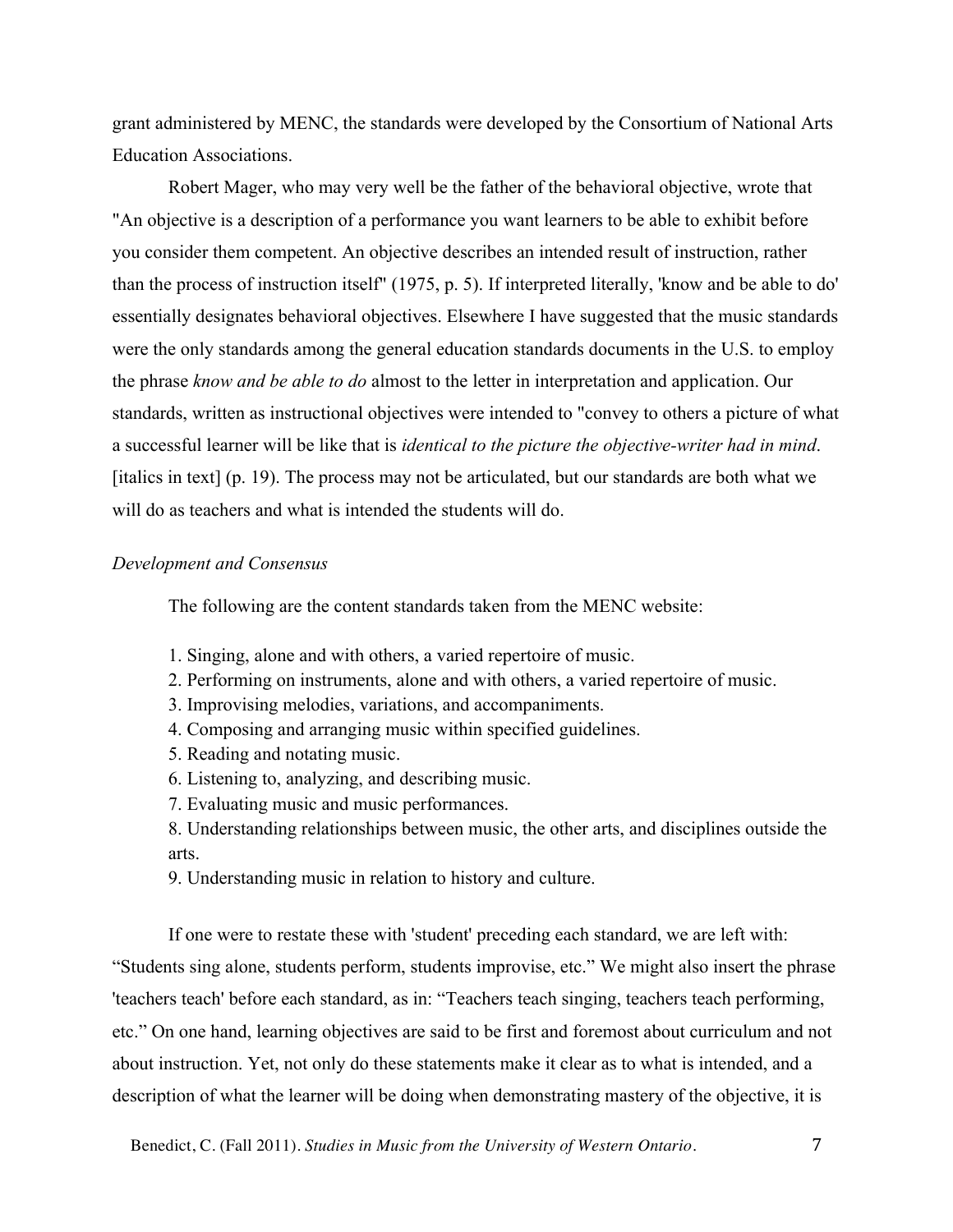grant administered by MENC, the standards were developed by the Consortium of National Arts Education Associations.

Robert Mager, who may very well be the father of the behavioral objective, wrote that "An objective is a description of a performance you want learners to be able to exhibit before you consider them competent. An objective describes an intended result of instruction, rather than the process of instruction itself" (1975, p. 5). If interpreted literally, 'know and be able to do' essentially designates behavioral objectives. Elsewhere I have suggested that the music standards were the only standards among the general education standards documents in the U.S. to employ the phrase *know and be able to do* almost to the letter in interpretation and application. Our standards, written as instructional objectives were intended to "convey to others a picture of what a successful learner will be like that is *identical to the picture the objective-writer had in mind*. [italics in text] (p. 19). The process may not be articulated, but our standards are both what we will do as teachers and what is intended the students will do.

*Development and Consensus*

The following are the content standards taken from the MENC website:

1. Singing, alone and with others, a varied repertoire of music.
2. Performing on instruments, alone and with others, a varied repertoire of music.
3. Improvising melodies, variations, and accompaniments.
4. Composing and arranging music within specified guidelines.
5. Reading and notating music.
6. Listening to, analyzing, and describing music.
7. Evaluating music and music performances.
8. Understanding relationships between music, the other arts, and disciplines outside the arts.
9. Understanding music in relation to history and culture.

If one were to restate these with 'student' preceding each standard, we are left with: "Students sing alone, students perform, students improvise, etc." We might also insert the phrase 'teachers teach' before each standard, as in: "Teachers teach singing, teachers teach performing, etc." On one hand, learning objectives are said to be first and foremost about curriculum and not about instruction. Yet, not only do these statements make it clear as to what is intended, and a description of what the learner will be doing when demonstrating mastery of the objective, it is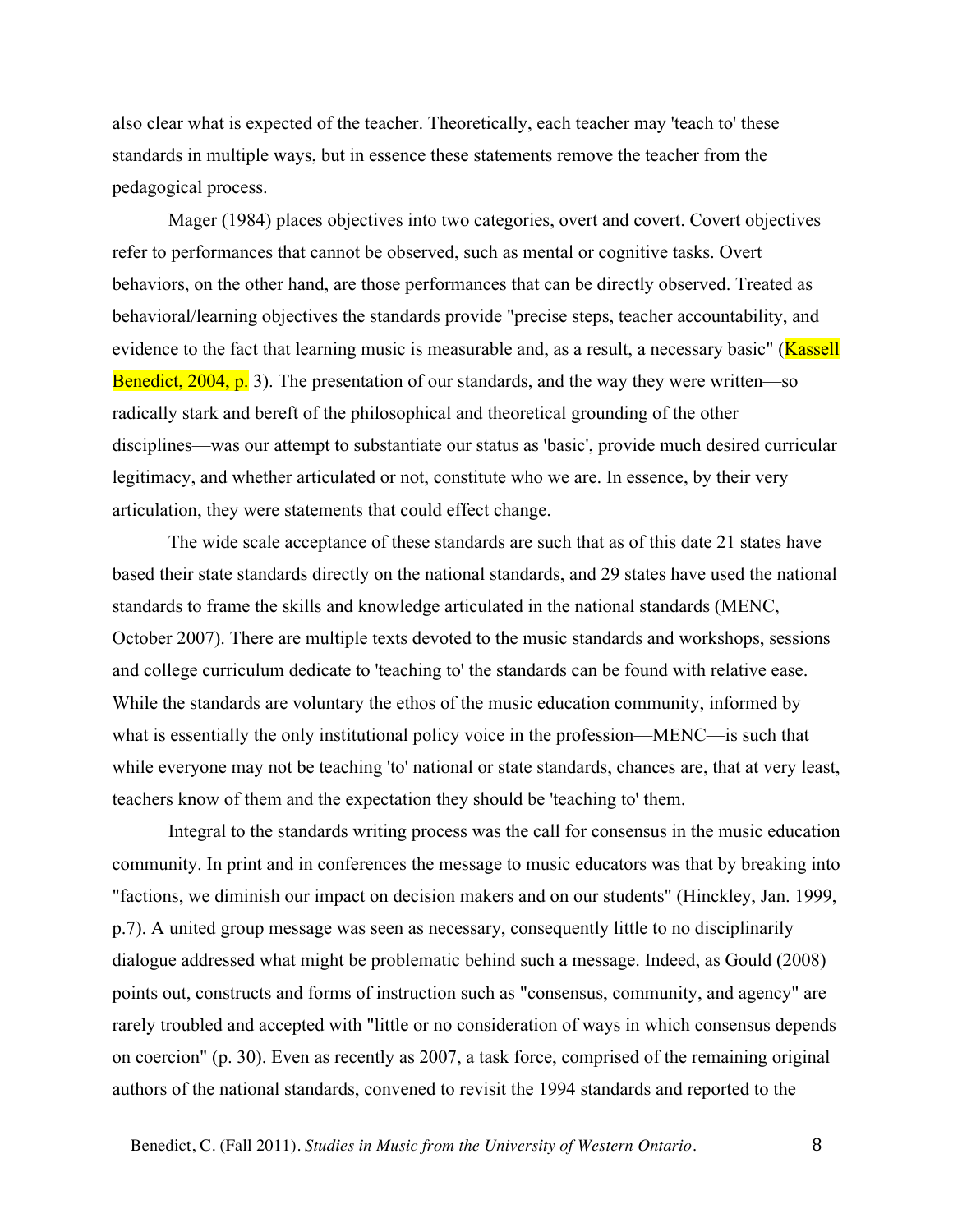also clear what is expected of the teacher. Theoretically, each teacher may 'teach to' these standards in multiple ways, but in essence these statements remove the teacher from the pedagogical process.

Mager (1984) places objectives into two categories, overt and covert. Covert objectives refer to performances that cannot be observed, such as mental or cognitive tasks. Overt behaviors, on the other hand, are those performances that can be directly observed. Treated as behavioral/learning objectives the standards provide "precise steps, teacher accountability, and evidence to the fact that learning music is measurable and, as a result, a necessary basic" (Kassell Benedict, 2004, p. 3). The presentation of our standards, and the way they were written—so radically stark and bereft of the philosophical and theoretical grounding of the other disciplines—was our attempt to substantiate our status as 'basic', provide much desired curricular legitimacy, and whether articulated or not, constitute who we are. In essence, by their very articulation, they were statements that could effect change.

The wide scale acceptance of these standards are such that as of this date 21 states have based their state standards directly on the national standards, and 29 states have used the national standards to frame the skills and knowledge articulated in the national standards (MENC, October 2007). There are multiple texts devoted to the music standards and workshops, sessions and college curriculum dedicate to 'teaching to' the standards can be found with relative ease. While the standards are voluntary the ethos of the music education community, informed by what is essentially the only institutional policy voice in the profession—MENC—is such that while everyone may not be teaching 'to' national or state standards, chances are, that at very least, teachers know of them and the expectation they should be 'teaching to' them.

Integral to the standards writing process was the call for consensus in the music education community. In print and in conferences the message to music educators was that by breaking into "factions, we diminish our impact on decision makers and on our students" (Hinckley, Jan. 1999, p.7). A united group message was seen as necessary, consequently little to no disciplinarily dialogue addressed what might be problematic behind such a message. Indeed, as Gould (2008) points out, constructs and forms of instruction such as "consensus, community, and agency" are rarely troubled and accepted with "little or no consideration of ways in which consensus depends on coercion" (p. 30). Even as recently as 2007, a task force, comprised of the remaining original authors of the national standards, convened to revisit the 1994 standards and reported to the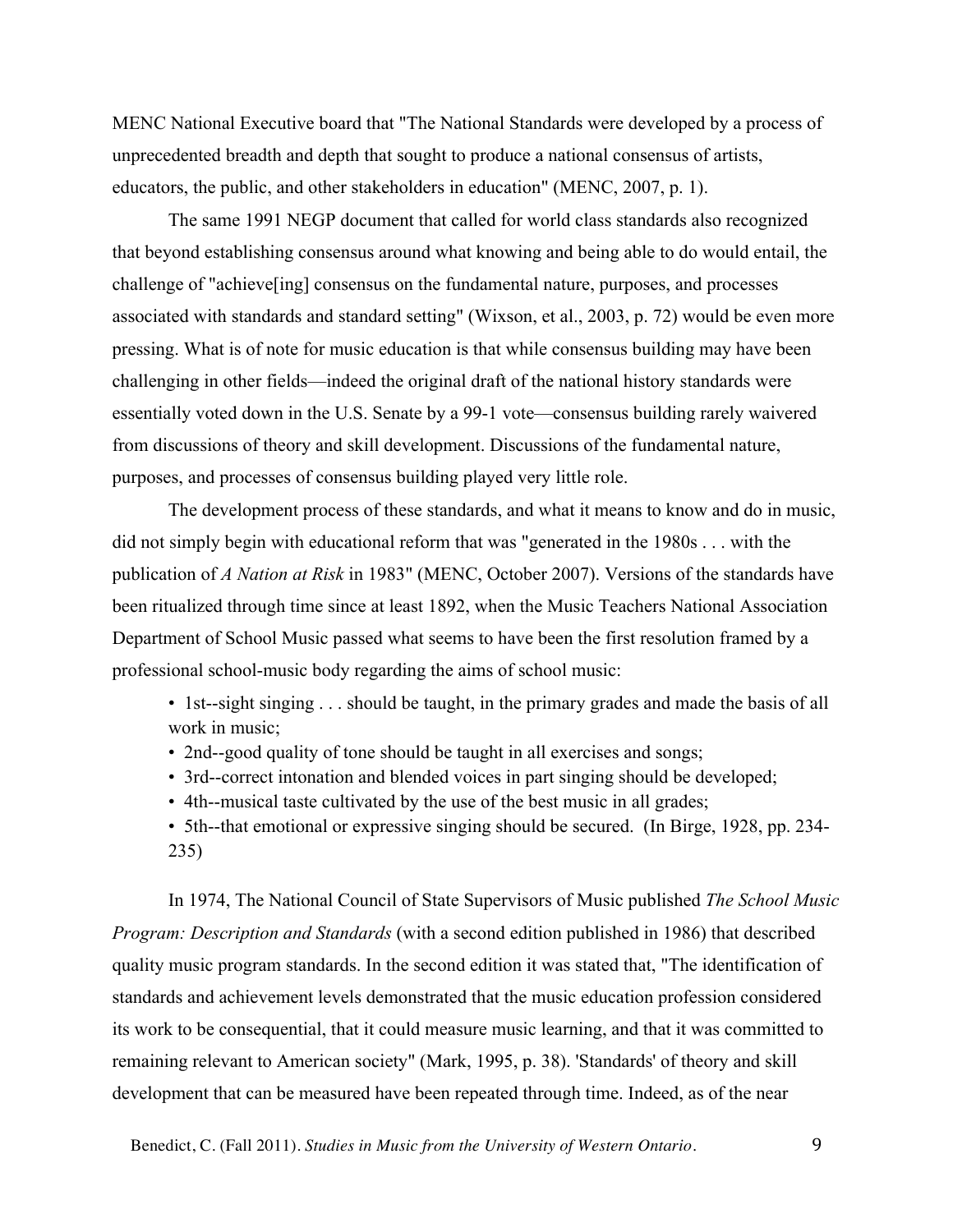MENC National Executive board that "The National Standards were developed by a process of unprecedented breadth and depth that sought to produce a national consensus of artists, educators, the public, and other stakeholders in education" (MENC, 2007, p. 1).

The same 1991 NEGP document that called for world class standards also recognized that beyond establishing consensus around what knowing and being able to do would entail, the challenge of "achieve[ing] consensus on the fundamental nature, purposes, and processes associated with standards and standard setting" (Wixson, et al., 2003, p. 72) would be even more pressing. What is of note for music education is that while consensus building may have been challenging in other fields—indeed the original draft of the national history standards were essentially voted down in the U.S. Senate by a 99-1 vote—consensus building rarely waivered from discussions of theory and skill development. Discussions of the fundamental nature, purposes, and processes of consensus building played very little role.

The development process of these standards, and what it means to know and do in music, did not simply begin with educational reform that was "generated in the 1980s . . . with the publication of *A Nation at Risk* in 1983" (MENC, October 2007). Versions of the standards have been ritualized through time since at least 1892, when the Music Teachers National Association Department of School Music passed what seems to have been the first resolution framed by a professional school-music body regarding the aims of school music:

- 1st--sight singing . . . should be taught, in the primary grades and made the basis of all work in music;
- 2nd--good quality of tone should be taught in all exercises and songs;
- 3rd--correct intonation and blended voices in part singing should be developed;
- 4th--musical taste cultivated by the use of the best music in all grades;
- 5th--that emotional or expressive singing should be secured. (In Birge, 1928, pp. 234-235)

In 1974, The National Council of State Supervisors of Music published *The School Music Program: Description and Standards* (with a second edition published in 1986) that described quality music program standards. In the second edition it was stated that, "The identification of standards and achievement levels demonstrated that the music education profession considered its work to be consequential, that it could measure music learning, and that it was committed to remaining relevant to American society" (Mark, 1995, p. 38). 'Standards' of theory and skill development that can be measured have been repeated through time. Indeed, as of the near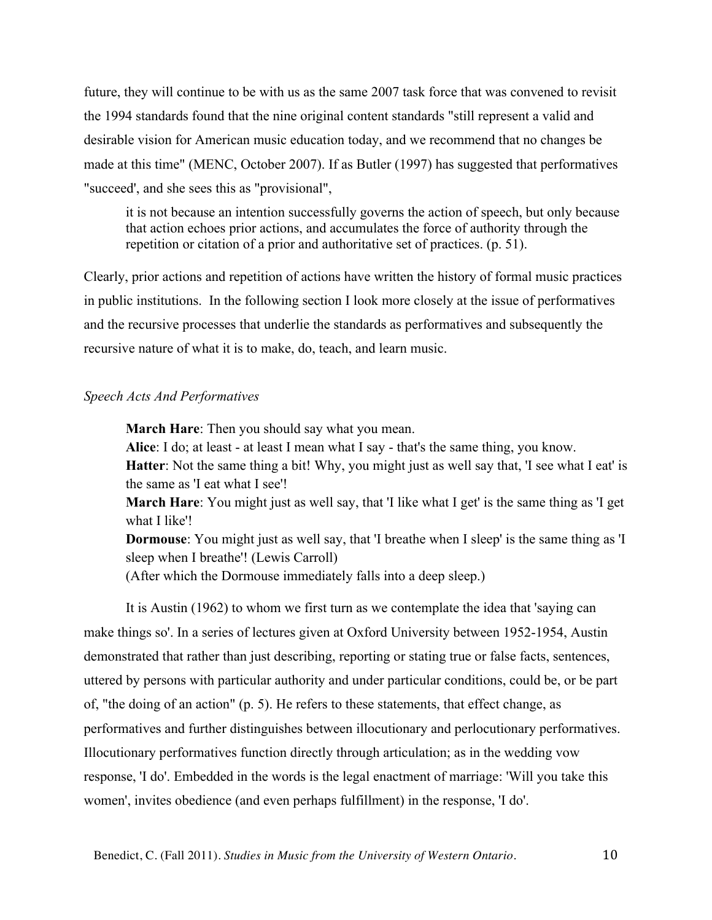future, they will continue to be with us as the same 2007 task force that was convened to revisit the 1994 standards found that the nine original content standards "still represent a valid and desirable vision for American music education today, and we recommend that no changes be made at this time" (MENC, October 2007). If as Butler (1997) has suggested that performatives "succeed', and she sees this as "provisional",

> it is not because an intention successfully governs the action of speech, but only because that action echoes prior actions, and accumulates the force of authority through the repetition or citation of a prior and authoritative set of practices. (p. 51).

Clearly, prior actions and repetition of actions have written the history of formal music practices in public institutions. In the following section I look more closely at the issue of performatives and the recursive processes that underlie the standards as performatives and subsequently the recursive nature of what it is to make, do, teach, and learn music.

*Speech Acts And Performatives*

> **March Hare**: Then you should say what you mean.
> **Alice**: I do; at least - at least I mean what I say - that's the same thing, you know.
> **Hatter**: Not the same thing a bit! Why, you might just as well say that, 'I see what I eat' is the same as 'I eat what I see'!
> **March Hare**: You might just as well say, that 'I like what I get' is the same thing as 'I get what I like'!
> **Dormouse**: You might just as well say, that 'I breathe when I sleep' is the same thing as 'I sleep when I breathe'! (Lewis Carroll)
> (After which the Dormouse immediately falls into a deep sleep.)

It is Austin (1962) to whom we first turn as we contemplate the idea that 'saying can make things so'. In a series of lectures given at Oxford University between 1952-1954, Austin demonstrated that rather than just describing, reporting or stating true or false facts, sentences, uttered by persons with particular authority and under particular conditions, could be, or be part of, "the doing of an action" (p. 5). He refers to these statements, that effect change, as performatives and further distinguishes between illocutionary and perlocutionary performatives. Illocutionary performatives function directly through articulation; as in the wedding vow response, 'I do'. Embedded in the words is the legal enactment of marriage: 'Will you take this women', invites obedience (and even perhaps fulfillment) in the response, 'I do'.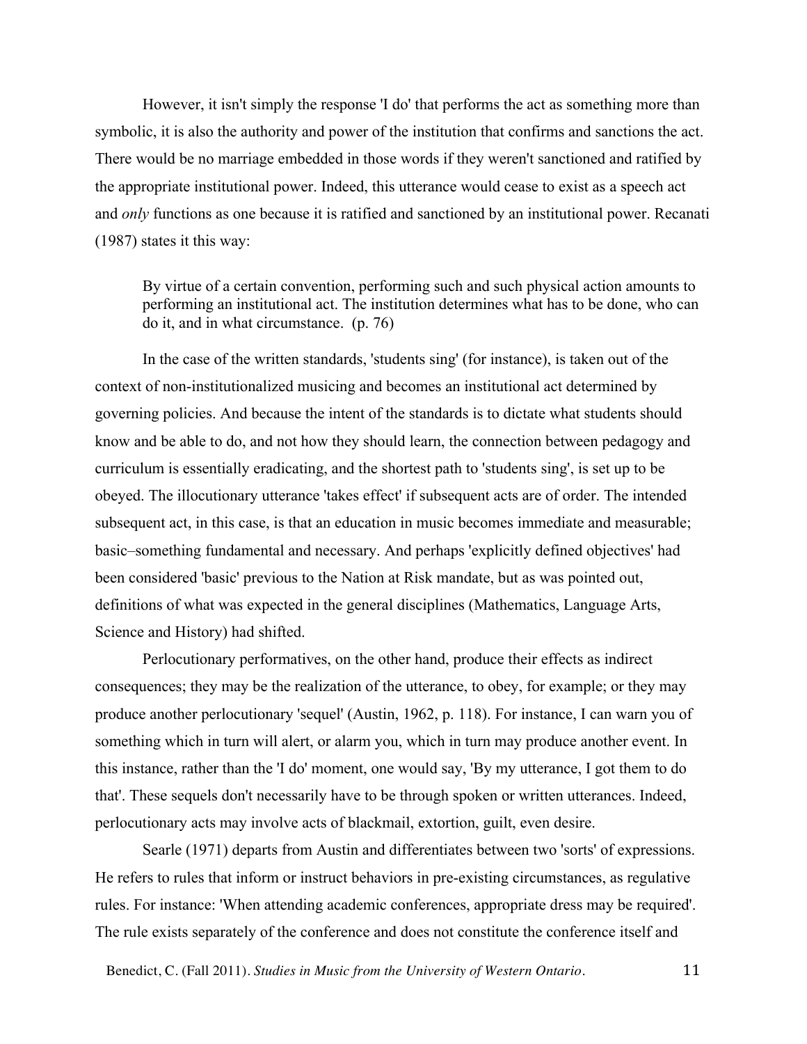However, it isn't simply the response 'I do' that performs the act as something more than symbolic, it is also the authority and power of the institution that confirms and sanctions the act. There would be no marriage embedded in those words if they weren't sanctioned and ratified by the appropriate institutional power. Indeed, this utterance would cease to exist as a speech act and *only* functions as one because it is ratified and sanctioned by an institutional power. Recanati (1987) states it this way:

> By virtue of a certain convention, performing such and such physical action amounts to performing an institutional act. The institution determines what has to be done, who can do it, and in what circumstance. (p. 76)

In the case of the written standards, 'students sing' (for instance), is taken out of the context of non-institutionalized musicing and becomes an institutional act determined by governing policies. And because the intent of the standards is to dictate what students should know and be able to do, and not how they should learn, the connection between pedagogy and curriculum is essentially eradicating, and the shortest path to 'students sing', is set up to be obeyed. The illocutionary utterance 'takes effect' if subsequent acts are of order. The intended subsequent act, in this case, is that an education in music becomes immediate and measurable; basic–something fundamental and necessary. And perhaps 'explicitly defined objectives' had been considered 'basic' previous to the Nation at Risk mandate, but as was pointed out, definitions of what was expected in the general disciplines (Mathematics, Language Arts, Science and History) had shifted.

Perlocutionary performatives, on the other hand, produce their effects as indirect consequences; they may be the realization of the utterance, to obey, for example; or they may produce another perlocutionary 'sequel' (Austin, 1962, p. 118). For instance, I can warn you of something which in turn will alert, or alarm you, which in turn may produce another event. In this instance, rather than the 'I do' moment, one would say, 'By my utterance, I got them to do that'. These sequels don't necessarily have to be through spoken or written utterances. Indeed, perlocutionary acts may involve acts of blackmail, extortion, guilt, even desire.

Searle (1971) departs from Austin and differentiates between two 'sorts' of expressions. He refers to rules that inform or instruct behaviors in pre-existing circumstances, as regulative rules. For instance: 'When attending academic conferences, appropriate dress may be required'. The rule exists separately of the conference and does not constitute the conference itself and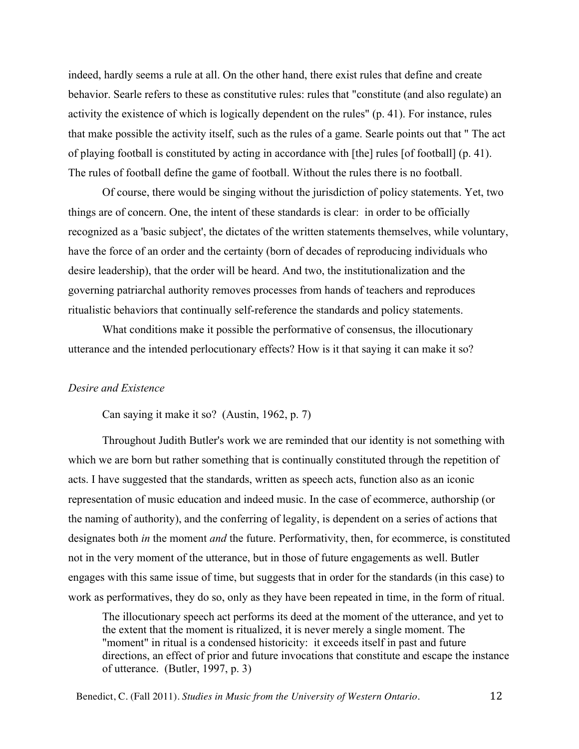indeed, hardly seems a rule at all. On the other hand, there exist rules that define and create behavior. Searle refers to these as constitutive rules: rules that "constitute (and also regulate) an activity the existence of which is logically dependent on the rules" (p. 41). For instance, rules that make possible the activity itself, such as the rules of a game. Searle points out that " The act of playing football is constituted by acting in accordance with [the] rules [of football] (p. 41). The rules of football define the game of football. Without the rules there is no football.

Of course, there would be singing without the jurisdiction of policy statements. Yet, two things are of concern. One, the intent of these standards is clear: in order to be officially recognized as a 'basic subject', the dictates of the written statements themselves, while voluntary, have the force of an order and the certainty (born of decades of reproducing individuals who desire leadership), that the order will be heard. And two, the institutionalization and the governing patriarchal authority removes processes from hands of teachers and reproduces ritualistic behaviors that continually self-reference the standards and policy statements.

What conditions make it possible the performative of consensus, the illocutionary utterance and the intended perlocutionary effects? How is it that saying it can make it so?

*Desire and Existence*

Can saying it make it so? (Austin, 1962, p. 7)

Throughout Judith Butler's work we are reminded that our identity is not something with which we are born but rather something that is continually constituted through the repetition of acts. I have suggested that the standards, written as speech acts, function also as an iconic representation of music education and indeed music. In the case of ecommerce, authorship (or the naming of authority), and the conferring of legality, is dependent on a series of actions that designates both *in* the moment *and* the future. Performativity, then, for ecommerce, is constituted not in the very moment of the utterance, but in those of future engagements as well. Butler engages with this same issue of time, but suggests that in order for the standards (in this case) to work as performatives, they do so, only as they have been repeated in time, in the form of ritual.

> The illocutionary speech act performs its deed at the moment of the utterance, and yet to the extent that the moment is ritualized, it is never merely a single moment. The "moment" in ritual is a condensed historicity: it exceeds itself in past and future directions, an effect of prior and future invocations that constitute and escape the instance of utterance. (Butler, 1997, p. 3)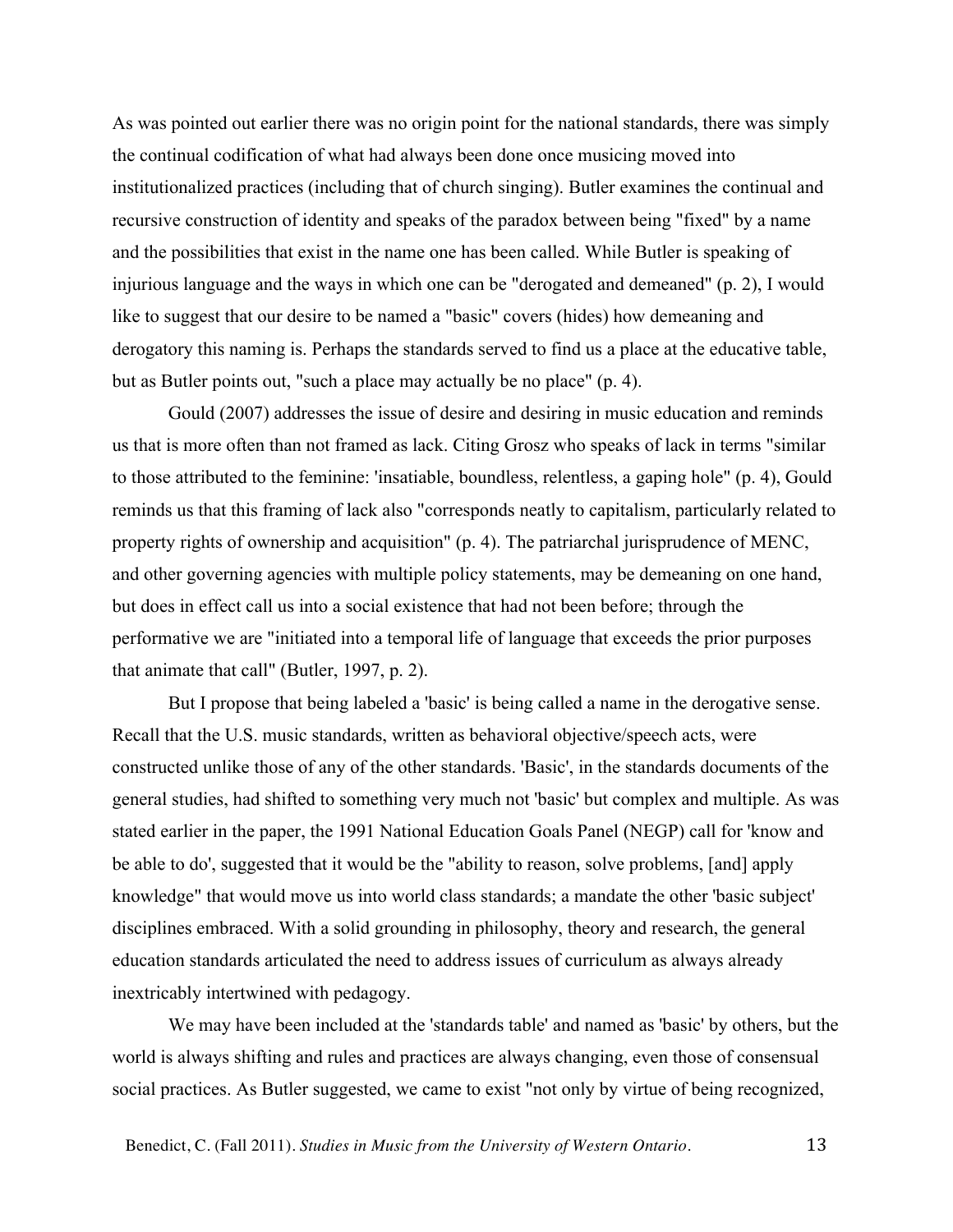As was pointed out earlier there was no origin point for the national standards, there was simply the continual codification of what had always been done once musicing moved into institutionalized practices (including that of church singing). Butler examines the continual and recursive construction of identity and speaks of the paradox between being "fixed" by a name and the possibilities that exist in the name one has been called. While Butler is speaking of injurious language and the ways in which one can be "derogated and demeaned" (p. 2), I would like to suggest that our desire to be named a "basic" covers (hides) how demeaning and derogatory this naming is. Perhaps the standards served to find us a place at the educative table, but as Butler points out, "such a place may actually be no place" (p. 4).

Gould (2007) addresses the issue of desire and desiring in music education and reminds us that is more often than not framed as lack. Citing Grosz who speaks of lack in terms "similar to those attributed to the feminine: 'insatiable, boundless, relentless, a gaping hole" (p. 4), Gould reminds us that this framing of lack also "corresponds neatly to capitalism, particularly related to property rights of ownership and acquisition" (p. 4). The patriarchal jurisprudence of MENC, and other governing agencies with multiple policy statements, may be demeaning on one hand, but does in effect call us into a social existence that had not been before; through the performative we are "initiated into a temporal life of language that exceeds the prior purposes that animate that call" (Butler, 1997, p. 2).

But I propose that being labeled a 'basic' is being called a name in the derogative sense. Recall that the U.S. music standards, written as behavioral objective/speech acts, were constructed unlike those of any of the other standards. 'Basic', in the standards documents of the general studies, had shifted to something very much not 'basic' but complex and multiple. As was stated earlier in the paper, the 1991 National Education Goals Panel (NEGP) call for 'know and be able to do', suggested that it would be the "ability to reason, solve problems, [and] apply knowledge" that would move us into world class standards; a mandate the other 'basic subject' disciplines embraced. With a solid grounding in philosophy, theory and research, the general education standards articulated the need to address issues of curriculum as always already inextricably intertwined with pedagogy.

We may have been included at the 'standards table' and named as 'basic' by others, but the world is always shifting and rules and practices are always changing, even those of consensual social practices. As Butler suggested, we came to exist "not only by virtue of being recognized,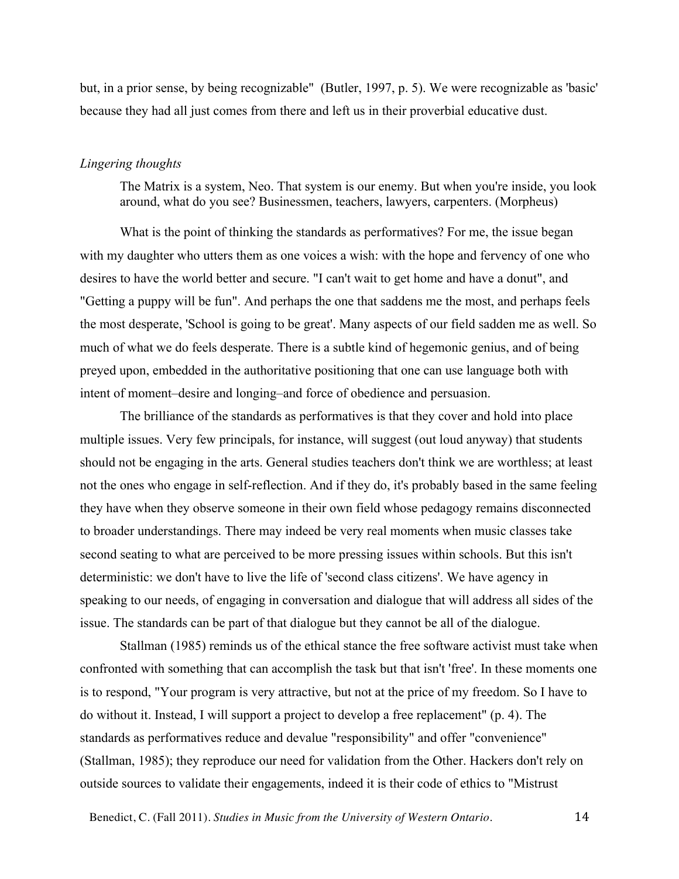but, in a prior sense, by being recognizable" (Butler, 1997, p. 5). We were recognizable as 'basic' because they had all just comes from there and left us in their proverbial educative dust.

*Lingering thoughts*

> The Matrix is a system, Neo. That system is our enemy. But when you're inside, you look around, what do you see? Businessmen, teachers, lawyers, carpenters. (Morpheus)

What is the point of thinking the standards as performatives? For me, the issue began with my daughter who utters them as one voices a wish: with the hope and fervency of one who desires to have the world better and secure. "I can't wait to get home and have a donut", and "Getting a puppy will be fun". And perhaps the one that saddens me the most, and perhaps feels the most desperate, 'School is going to be great'. Many aspects of our field sadden me as well. So much of what we do feels desperate. There is a subtle kind of hegemonic genius, and of being preyed upon, embedded in the authoritative positioning that one can use language both with intent of moment–desire and longing–and force of obedience and persuasion.

The brilliance of the standards as performatives is that they cover and hold into place multiple issues. Very few principals, for instance, will suggest (out loud anyway) that students should not be engaging in the arts. General studies teachers don't think we are worthless; at least not the ones who engage in self-reflection. And if they do, it's probably based in the same feeling they have when they observe someone in their own field whose pedagogy remains disconnected to broader understandings. There may indeed be very real moments when music classes take second seating to what are perceived to be more pressing issues within schools. But this isn't deterministic: we don't have to live the life of 'second class citizens'. We have agency in speaking to our needs, of engaging in conversation and dialogue that will address all sides of the issue. The standards can be part of that dialogue but they cannot be all of the dialogue.

Stallman (1985) reminds us of the ethical stance the free software activist must take when confronted with something that can accomplish the task but that isn't 'free'. In these moments one is to respond, "Your program is very attractive, but not at the price of my freedom. So I have to do without it. Instead, I will support a project to develop a free replacement" (p. 4). The standards as performatives reduce and devalue "responsibility" and offer "convenience" (Stallman, 1985); they reproduce our need for validation from the Other. Hackers don't rely on outside sources to validate their engagements, indeed it is their code of ethics to "Mistrust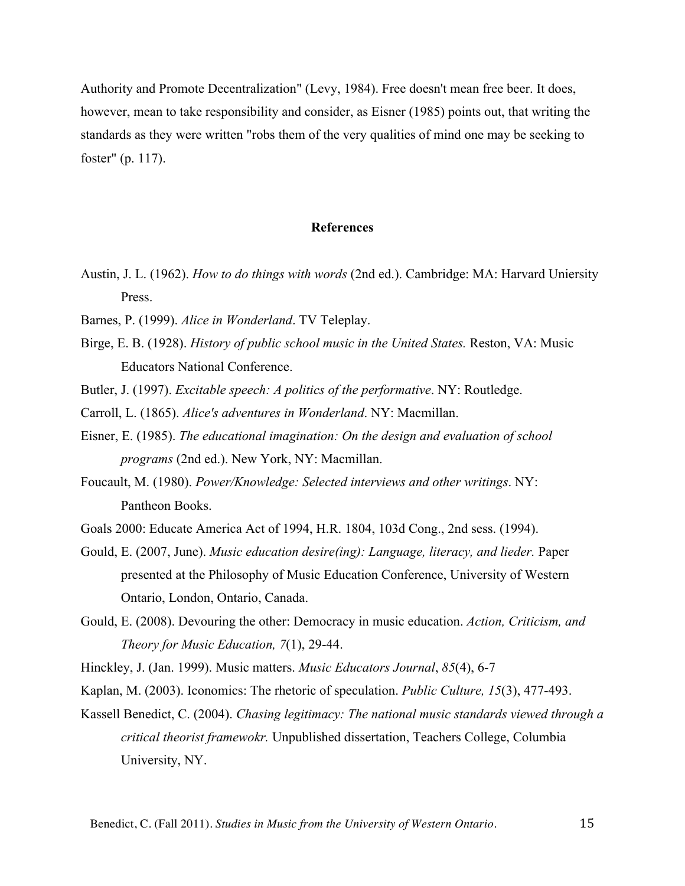Authority and Promote Decentralization" (Levy, 1984). Free doesn't mean free beer. It does, however, mean to take responsibility and consider, as Eisner (1985) points out, that writing the standards as they were written "robs them of the very qualities of mind one may be seeking to foster" (p. 117).

## References

Austin, J. L. (1962). *How to do things with words* (2nd ed.). Cambridge: MA: Harvard Uniersity Press.

Barnes, P. (1999). *Alice in Wonderland*. TV Teleplay.

Birge, E. B. (1928). *History of public school music in the United States.* Reston, VA: Music Educators National Conference.

Butler, J. (1997). *Excitable speech: A politics of the performative*. NY: Routledge.

Carroll, L. (1865). *Alice's adventures in Wonderland*. NY: Macmillan.

Eisner, E. (1985). *The educational imagination: On the design and evaluation of school programs* (2nd ed.). New York, NY: Macmillan.

Foucault, M. (1980). *Power/Knowledge: Selected interviews and other writings*. NY: Pantheon Books.

Goals 2000: Educate America Act of 1994, H.R. 1804, 103d Cong., 2nd sess. (1994).

Gould, E. (2007, June). *Music education desire(ing): Language, literacy, and lieder.* Paper presented at the Philosophy of Music Education Conference, University of Western Ontario, London, Ontario, Canada.

Gould, E. (2008). Devouring the other: Democracy in music education. *Action, Criticism, and Theory for Music Education, 7*(1), 29-44.

Hinckley, J. (Jan. 1999). Music matters. *Music Educators Journal*, *85*(4), 6-7

Kaplan, M. (2003). Iconomics: The rhetoric of speculation. *Public Culture, 15*(3), 477-493.

Kassell Benedict, C. (2004). *Chasing legitimacy: The national music standards viewed through a critical theorist framewokr.* Unpublished dissertation, Teachers College, Columbia University, NY.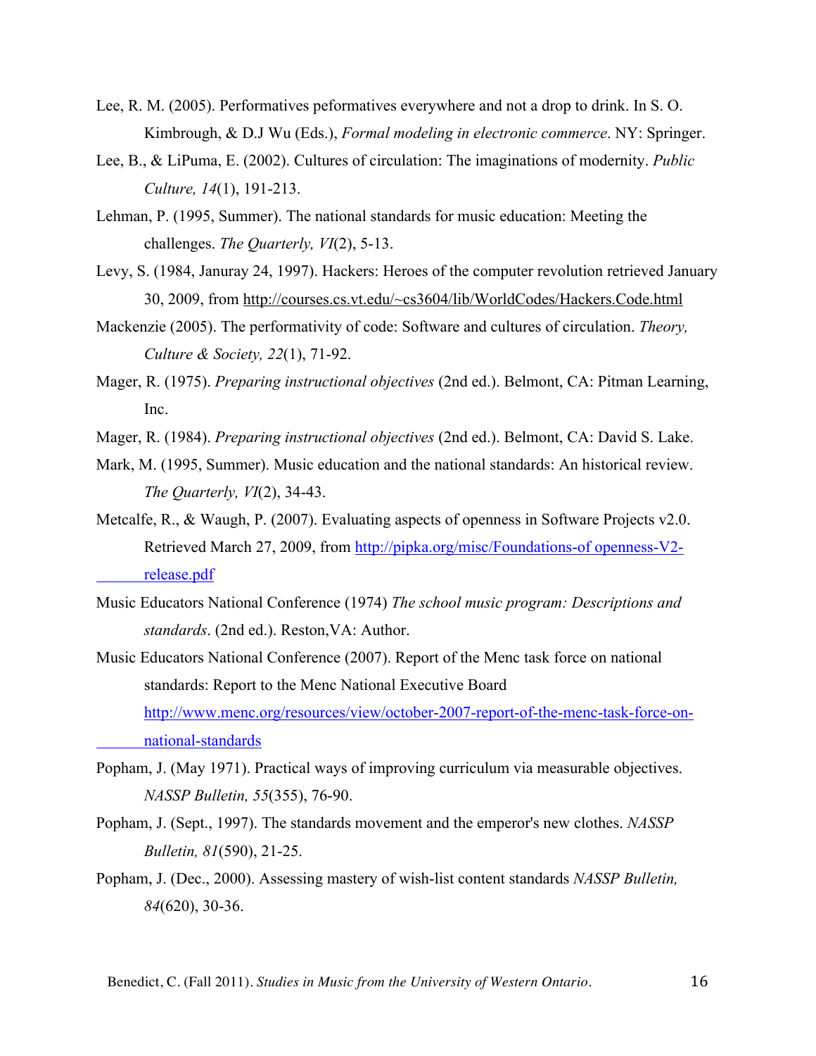Lee, R. M. (2005). Performatives peformatives everywhere and not a drop to drink. In S. O. Kimbrough, & D.J Wu (Eds.), *Formal modeling in electronic commerce*. NY: Springer.

Lee, B., & LiPuma, E. (2002). Cultures of circulation: The imaginations of modernity. *Public Culture, 14*(1), 191-213.

Lehman, P. (1995, Summer). The national standards for music education: Meeting the challenges. *The Quarterly, VI*(2), 5-13.

Levy, S. (1984, Januray 24, 1997). Hackers: Heroes of the computer revolution retrieved January 30, 2009, from http://courses.cs.vt.edu/~cs3604/lib/WorldCodes/Hackers.Code.html

Mackenzie (2005). The performativity of code: Software and cultures of circulation. *Theory, Culture & Society, 22*(1), 71-92.

Mager, R. (1975). *Preparing instructional objectives* (2nd ed.). Belmont, CA: Pitman Learning, Inc.

Mager, R. (1984). *Preparing instructional objectives* (2nd ed.). Belmont, CA: David S. Lake.

Mark, M. (1995, Summer). Music education and the national standards: An historical review. *The Quarterly, VI*(2), 34-43.

Metcalfe, R., & Waugh, P. (2007). Evaluating aspects of openness in Software Projects v2.0. Retrieved March 27, 2009, from http://pipka.org/misc/Foundations-of openness-V2-release.pdf

Music Educators National Conference (1974) *The school music program: Descriptions and standards*. (2nd ed.). Reston,VA: Author.

Music Educators National Conference (2007). Report of the Menc task force on national standards: Report to the Menc National Executive Board http://www.menc.org/resources/view/october-2007-report-of-the-menc-task-force-on-national-standards

Popham, J. (May 1971). Practical ways of improving curriculum via measurable objectives. *NASSP Bulletin, 55*(355), 76-90.

Popham, J. (Sept., 1997). The standards movement and the emperor's new clothes. *NASSP Bulletin, 81*(590), 21-25.

Popham, J. (Dec., 2000). Assessing mastery of wish-list content standards *NASSP Bulletin, 84*(620), 30-36.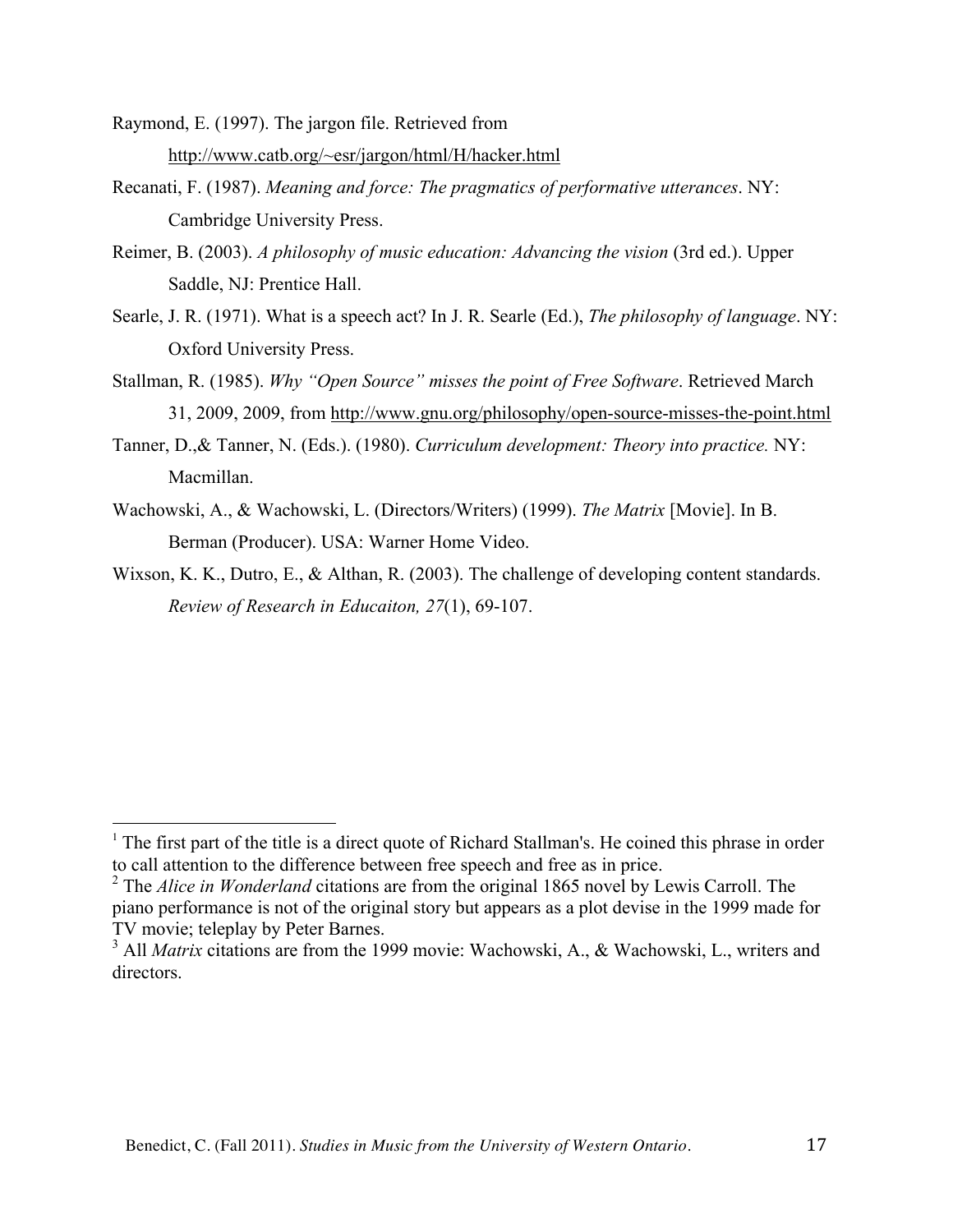Raymond, E. (1997). The jargon file. Retrieved from http://www.catb.org/~esr/jargon/html/H/hacker.html

Recanati, F. (1987). *Meaning and force: The pragmatics of performative utterances*. NY: Cambridge University Press.

Reimer, B. (2003). *A philosophy of music education: Advancing the vision* (3rd ed.). Upper Saddle, NJ: Prentice Hall.

Searle, J. R. (1971). What is a speech act? In J. R. Searle (Ed.), *The philosophy of language*. NY: Oxford University Press.

Stallman, R. (1985). *Why "Open Source" misses the point of Free Software*. Retrieved March 31, 2009, 2009, from http://www.gnu.org/philosophy/open-source-misses-the-point.html

Tanner, D.,& Tanner, N. (Eds.). (1980). *Curriculum development: Theory into practice.* NY: Macmillan.

Wachowski, A., & Wachowski, L. (Directors/Writers) (1999). *The Matrix* [Movie]. In B. Berman (Producer). USA: Warner Home Video.

Wixson, K. K., Dutro, E., & Althan, R. (2003). The challenge of developing content standards. *Review of Research in Educaiton, 27*(1), 69-107.

---

[1] The first part of the title is a direct quote of Richard Stallman's. He coined this phrase in order to call attention to the difference between free speech and free as in price.

[2] The *Alice in Wonderland* citations are from the original 1865 novel by Lewis Carroll. The piano performance is not of the original story but appears as a plot devise in the 1999 made for TV movie; teleplay by Peter Barnes.

[3] All *Matrix* citations are from the 1999 movie: Wachowski, A., & Wachowski, L., writers and directors.